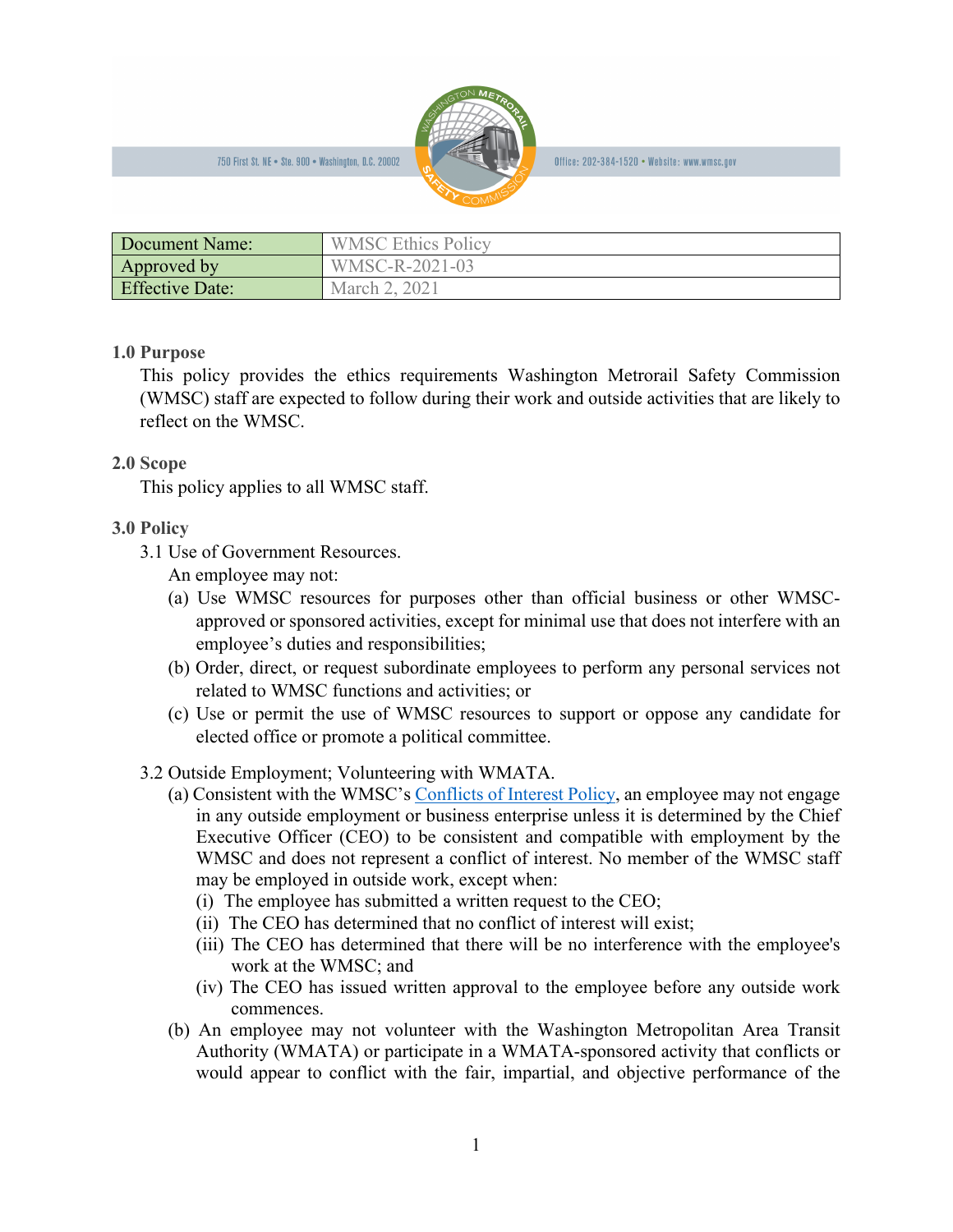750 First St. NE • Ste. 900 • Washington, D.C. 20002 | Office: 202-384-1520 • Website: www.wmsc.gov

| Document Name: | WMSC Ethics Policy |
| --- | --- |
| Approved by | WMSC-R-2021-03 |
| Effective Date: | March 2, 2021 |

## 1.0 Purpose

This policy provides the ethics requirements Washington Metrorail Safety Commission (WMSC) staff are expected to follow during their work and outside activities that are likely to reflect on the WMSC.

## 2.0 Scope

This policy applies to all WMSC staff.

## 3.0 Policy

3.1 Use of Government Resources.

An employee may not:

(a) Use WMSC resources for purposes other than official business or other WMSC-approved or sponsored activities, except for minimal use that does not interfere with an employee's duties and responsibilities;

(b) Order, direct, or request subordinate employees to perform any personal services not related to WMSC functions and activities; or

(c) Use or permit the use of WMSC resources to support or oppose any candidate for elected office or promote a political committee.

3.2 Outside Employment; Volunteering with WMATA.

(a) Consistent with the WMSC's Conflicts of Interest Policy, an employee may not engage in any outside employment or business enterprise unless it is determined by the Chief Executive Officer (CEO) to be consistent and compatible with employment by the WMSC and does not represent a conflict of interest. No member of the WMSC staff may be employed in outside work, except when:

(i) The employee has submitted a written request to the CEO;

(ii) The CEO has determined that no conflict of interest will exist;

(iii) The CEO has determined that there will be no interference with the employee's work at the WMSC; and

(iv) The CEO has issued written approval to the employee before any outside work commences.

(b) An employee may not volunteer with the Washington Metropolitan Area Transit Authority (WMATA) or participate in a WMATA-sponsored activity that conflicts or would appear to conflict with the fair, impartial, and objective performance of the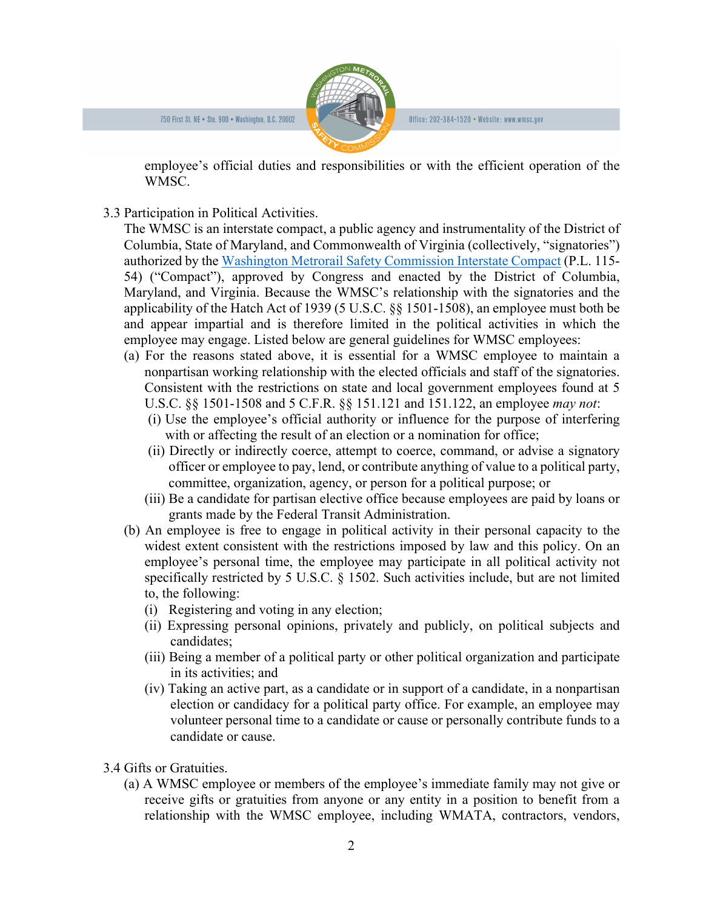employee's official duties and responsibilities or with the efficient operation of the WMSC.

3.3 Participation in Political Activities.

The WMSC is an interstate compact, a public agency and instrumentality of the District of Columbia, State of Maryland, and Commonwealth of Virginia (collectively, "signatories") authorized by the [Washington Metrorail Safety Commission Interstate Compact](#) (P.L. 115-54) ("Compact"), approved by Congress and enacted by the District of Columbia, Maryland, and Virginia. Because the WMSC's relationship with the signatories and the applicability of the Hatch Act of 1939 (5 U.S.C. §§ 1501-1508), an employee must both be and appear impartial and is therefore limited in the political activities in which the employee may engage. Listed below are general guidelines for WMSC employees:

- (a) For the reasons stated above, it is essential for a WMSC employee to maintain a nonpartisan working relationship with the elected officials and staff of the signatories. Consistent with the restrictions on state and local government employees found at 5 U.S.C. §§ 1501-1508 and 5 C.F.R. §§ 151.121 and 151.122, an employee *may not*:
  - (i) Use the employee's official authority or influence for the purpose of interfering with or affecting the result of an election or a nomination for office;
  - (ii) Directly or indirectly coerce, attempt to coerce, command, or advise a signatory officer or employee to pay, lend, or contribute anything of value to a political party, committee, organization, agency, or person for a political purpose; or
  - (iii) Be a candidate for partisan elective office because employees are paid by loans or grants made by the Federal Transit Administration.
- (b) An employee is free to engage in political activity in their personal capacity to the widest extent consistent with the restrictions imposed by law and this policy. On an employee's personal time, the employee may participate in all political activity not specifically restricted by 5 U.S.C. § 1502. Such activities include, but are not limited to, the following:
  - (i) Registering and voting in any election;
  - (ii) Expressing personal opinions, privately and publicly, on political subjects and candidates;
  - (iii) Being a member of a political party or other political organization and participate in its activities; and
  - (iv) Taking an active part, as a candidate or in support of a candidate, in a nonpartisan election or candidacy for a political party office. For example, an employee may volunteer personal time to a candidate or cause or personally contribute funds to a candidate or cause.

3.4 Gifts or Gratuities.

- (a) A WMSC employee or members of the employee's immediate family may not give or receive gifts or gratuities from anyone or any entity in a position to benefit from a relationship with the WMSC employee, including WMATA, contractors, vendors,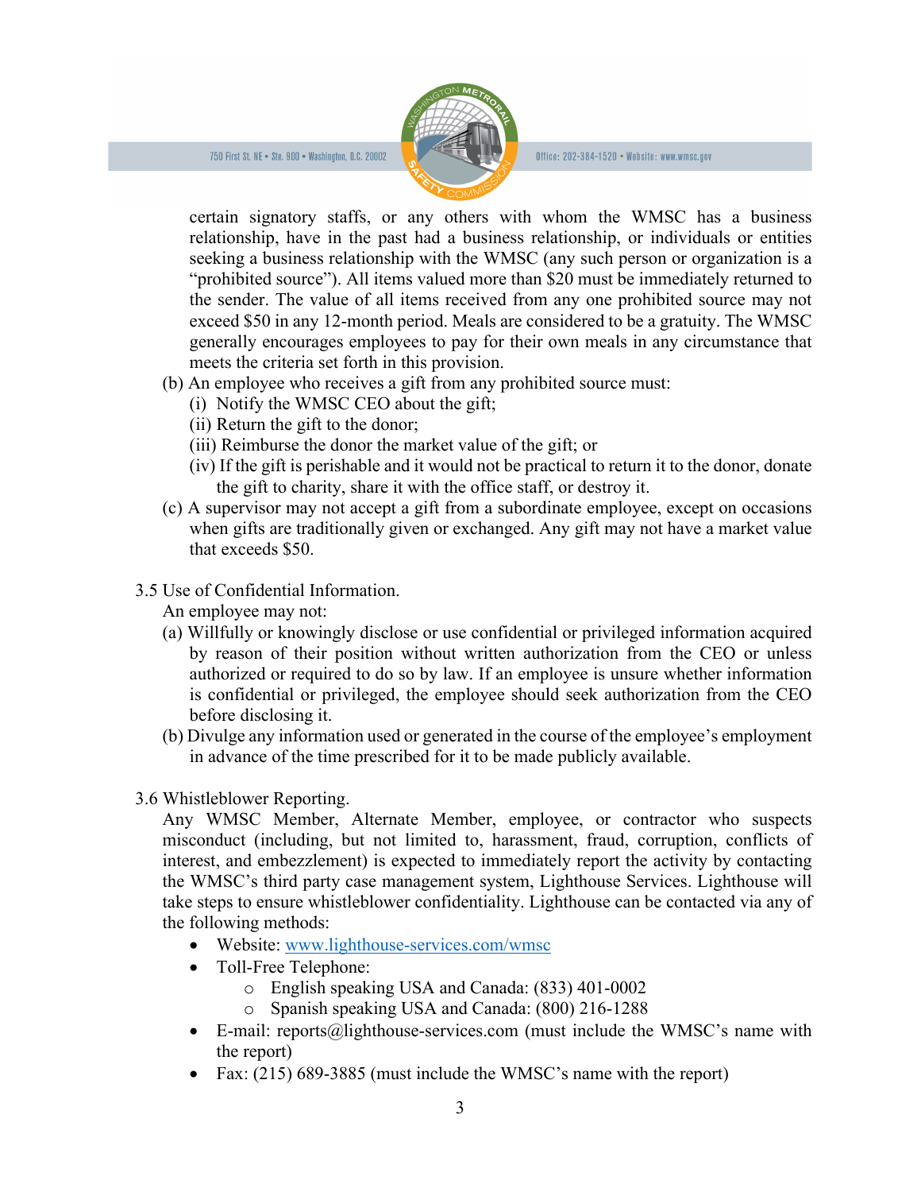certain signatory staffs, or any others with whom the WMSC has a business relationship, have in the past had a business relationship, or individuals or entities seeking a business relationship with the WMSC (any such person or organization is a "prohibited source"). All items valued more than $20 must be immediately returned to the sender. The value of all items received from any one prohibited source may not exceed $50 in any 12-month period. Meals are considered to be a gratuity. The WMSC generally encourages employees to pay for their own meals in any circumstance that meets the criteria set forth in this provision.

(b) An employee who receives a gift from any prohibited source must:
   (i) Notify the WMSC CEO about the gift;
   (ii) Return the gift to the donor;
   (iii) Reimburse the donor the market value of the gift; or
   (iv) If the gift is perishable and it would not be practical to return it to the donor, donate the gift to charity, share it with the office staff, or destroy it.

(c) A supervisor may not accept a gift from a subordinate employee, except on occasions when gifts are traditionally given or exchanged. Any gift may not have a market value that exceeds $50.

3.5 Use of Confidential Information.

An employee may not:

(a) Willfully or knowingly disclose or use confidential or privileged information acquired by reason of their position without written authorization from the CEO or unless authorized or required to do so by law. If an employee is unsure whether information is confidential or privileged, the employee should seek authorization from the CEO before disclosing it.

(b) Divulge any information used or generated in the course of the employee's employment in advance of the time prescribed for it to be made publicly available.

3.6 Whistleblower Reporting.

Any WMSC Member, Alternate Member, employee, or contractor who suspects misconduct (including, but not limited to, harassment, fraud, corruption, conflicts of interest, and embezzlement) is expected to immediately report the activity by contacting the WMSC's third party case management system, Lighthouse Services. Lighthouse will take steps to ensure whistleblower confidentiality. Lighthouse can be contacted via any of the following methods:

- Website: www.lighthouse-services.com/wmsc
- Toll-Free Telephone:
  - English speaking USA and Canada: (833) 401-0002
  - Spanish speaking USA and Canada: (800) 216-1288
- E-mail: reports@lighthouse-services.com (must include the WMSC's name with the report)
- Fax: (215) 689-3885 (must include the WMSC's name with the report)